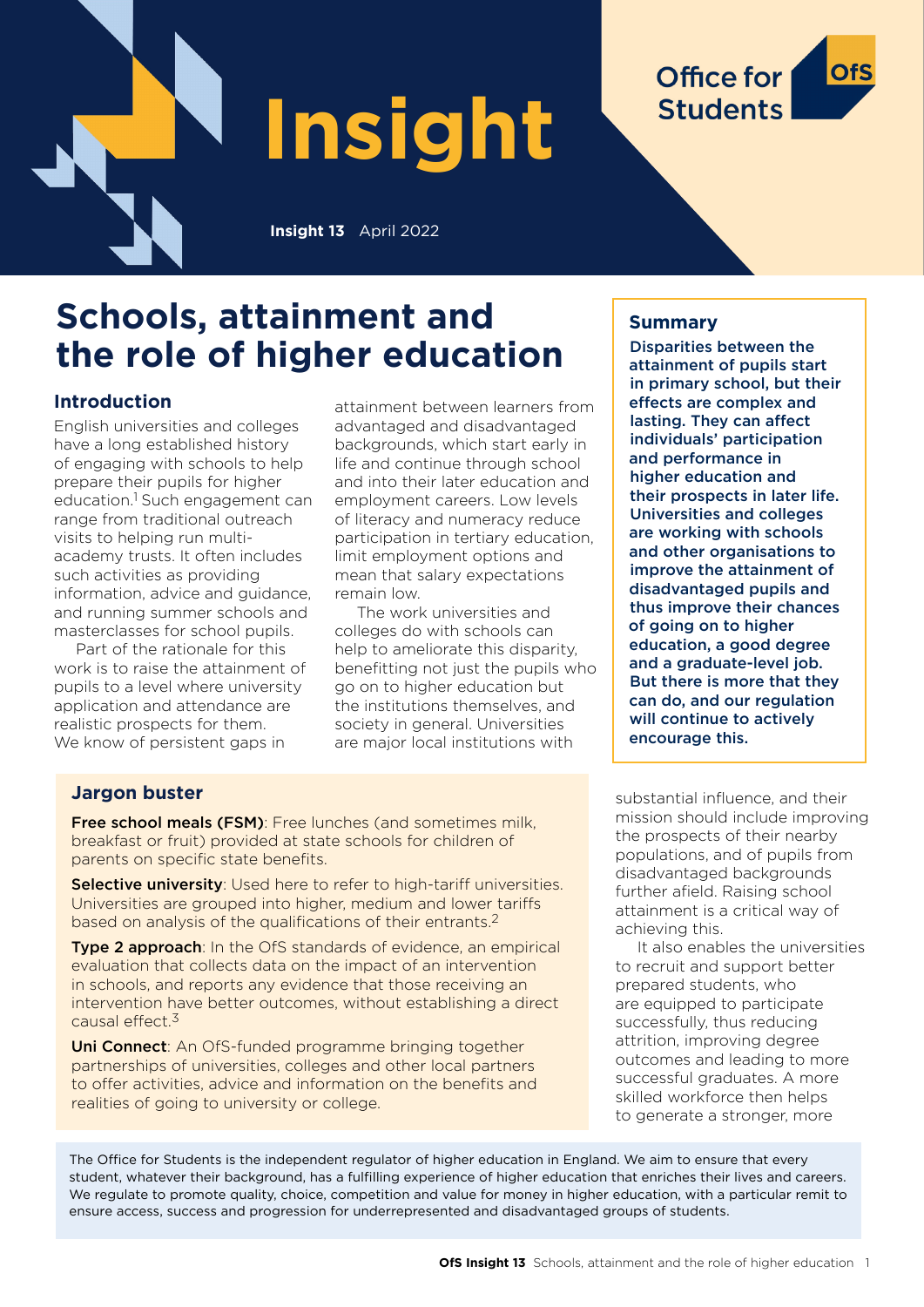# Insight

**Insight 13** April 2022

# Schools, attainment and the role of higher education

## Summary

**Disparities between the attainment of pupils start in primary school, but their effects are complex and lasting. They can affect individuals' participation and performance in higher education and their prospects in later life. Universities and colleges are working with schools and other organisations to improve the attainment of disadvantaged pupils and thus improve their chances of going on to higher education, a good degree and a graduate-level job. But there is more that they can do, and our regulation will continue to actively encourage this.**

## Introduction

English universities and colleges have a long established history of engaging with schools to help prepare their pupils for higher education.[1] Such engagement can range from traditional outreach visits to helping run multi-academy trusts. It often includes such activities as providing information, advice and guidance, and running summer schools and masterclasses for school pupils.

Part of the rationale for this work is to raise the attainment of pupils to a level where university application and attendance are realistic prospects for them. We know of persistent gaps in attainment between learners from advantaged and disadvantaged backgrounds, which start early in life and continue through school and into their later education and employment careers. Low levels of literacy and numeracy reduce participation in tertiary education, limit employment options and mean that salary expectations remain low.

The work universities and colleges do with schools can help to ameliorate this disparity, benefitting not just the pupils who go on to higher education but the institutions themselves, and society in general. Universities are major local institutions with substantial influence, and their mission should include improving the prospects of their nearby populations, and of pupils from disadvantaged backgrounds further afield. Raising school attainment is a critical way of achieving this.

It also enables the universities to recruit and support better prepared students, who are equipped to participate successfully, thus reducing attrition, improving degree outcomes and leading to more successful graduates. A more skilled workforce then helps to generate a stronger, more

## Jargon buster

**Free school meals (FSM)**: Free lunches (and sometimes milk, breakfast or fruit) provided at state schools for children of parents on specific state benefits.

**Selective university**: Used here to refer to high-tariff universities. Universities are grouped into higher, medium and lower tariffs based on analysis of the qualifications of their entrants.[2]

**Type 2 approach**: In the OfS standards of evidence, an empirical evaluation that collects data on the impact of an intervention in schools, and reports any evidence that those receiving an intervention have better outcomes, without establishing a direct causal effect.[3]

**Uni Connect**: An OfS-funded programme bringing together partnerships of universities, colleges and other local partners to offer activities, advice and information on the benefits and realities of going to university or college.

The Office for Students is the independent regulator of higher education in England. We aim to ensure that every student, whatever their background, has a fulfilling experience of higher education that enriches their lives and careers. We regulate to promote quality, choice, competition and value for money in higher education, with a particular remit to ensure access, success and progression for underrepresented and disadvantaged groups of students.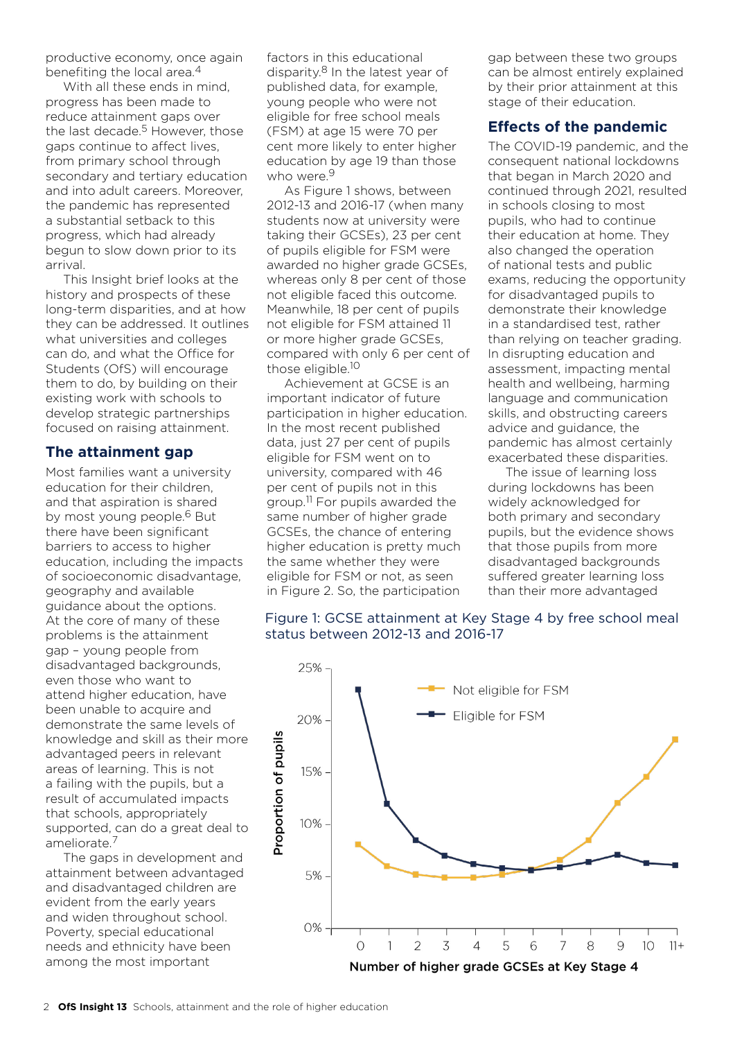productive economy, once again benefiting the local area.[4]

With all these ends in mind, progress has been made to reduce attainment gaps over the last decade.[5] However, those gaps continue to affect lives, from primary school through secondary and tertiary education and into adult careers. Moreover, the pandemic has represented a substantial setback to this progress, which had already begun to slow down prior to its arrival.

This Insight brief looks at the history and prospects of such long-term disparities, and at how they can be addressed. It outlines what universities and colleges can do, and what the Office for Students (OfS) will encourage them to do, by building on their existing work with schools to develop strategic partnerships focused on raising attainment.

## The attainment gap

Most families want a university education for their children, and that aspiration is shared by most young people.[6] But there have been significant barriers to access to higher education, including the impacts of socioeconomic disadvantage, geography and available guidance about the options. At the core of many of these problems is the attainment gap – young people from disadvantaged backgrounds, even those who want to attend higher education, have been unable to acquire and demonstrate the same levels of knowledge and skill as their more advantaged peers in relevant areas of learning. This is not a failing with the pupils, but a result of accumulated impacts that schools, appropriately supported, can do a great deal to ameliorate.[7]

The gaps in development and attainment between advantaged and disadvantaged children are evident from the early years and widen throughout school. Poverty, special educational needs and ethnicity have been among the most important factors in this educational disparity.[8] In the latest year of published data, for example, young people who were not eligible for free school meals (FSM) at age 15 were 70 per cent more likely to enter higher education by age 19 than those who were.[9]

As Figure 1 shows, between 2012-13 and 2016-17 (when many students now at university were taking their GCSEs), 23 per cent of pupils eligible for FSM were awarded no higher grade GCSEs, whereas only 8 per cent of those not eligible faced this outcome. Meanwhile, 18 per cent of pupils not eligible for FSM attained 11 or more higher grade GCSEs, compared with only 6 per cent of those eligible.[10]

Achievement at GCSE is an important indicator of future participation in higher education. In the most recent published data, just 27 per cent of pupils eligible for FSM went on to university, compared with 46 per cent of pupils not in this group.[11] For pupils awarded the same number of higher grade GCSEs, the chance of entering higher education is pretty much the same whether they were eligible for FSM or not, as seen in Figure 2. So, the participation gap between these two groups can be almost entirely explained by their prior attainment at this stage of their education.

## Effects of the pandemic

The COVID-19 pandemic, and the consequent national lockdowns that began in March 2020 and continued through 2021, resulted in schools closing to most pupils, who had to continue their education at home. They also changed the operation of national tests and public exams, reducing the opportunity for disadvantaged pupils to demonstrate their knowledge in a standardised test, rather than relying on teacher grading. In disrupting education and assessment, impacting mental health and wellbeing, harming language and communication skills, and obstructing careers advice and guidance, the pandemic has almost certainly exacerbated these disparities.

The issue of learning loss during lockdowns has been widely acknowledged for both primary and secondary pupils, but the evidence shows that those pupils from more disadvantaged backgrounds suffered greater learning loss than their more advantaged

Figure 1: GCSE attainment at Key Stage 4 by free school meal status between 2012-13 and 2016-17

| Number of higher grade GCSEs at Key Stage 4 | Not eligible for FSM | Eligible for FSM |
|---|---|---|
| 0 | 8% | 23% |
| 1 | 6% | 12% |
| 2 | 5.2% | 8.4% |
| 3 | 4.9% | 7% |
| 4 | 4.9% | 6.2% |
| 5 | 5.2% | 5.8% |
| 6 | 5.7% | 5.5% |
| 7 | 6.6% | 5.9% |
| 8 | 8.4% | 6.4% |
| 9 | 12% | 7.1% |
| 10 | 14.6% | 6.3% |
| 11+ | 18.1% | 6.1% |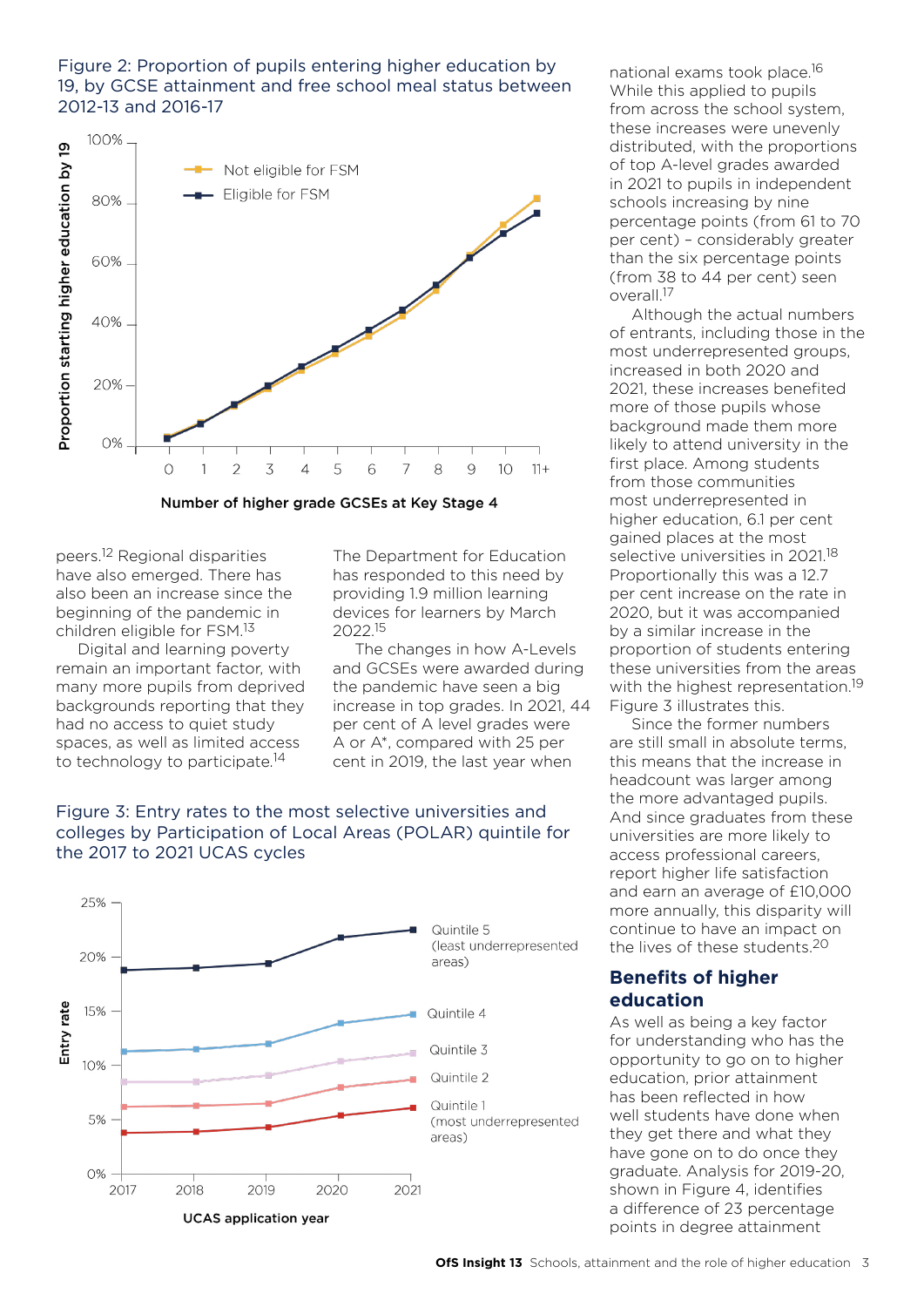Figure 2: Proportion of pupils entering higher education by 19, by GCSE attainment and free school meal status between 2012-13 and 2016-17

peers.[12] Regional disparities have also emerged. There has also been an increase since the beginning of the pandemic in children eligible for FSM.[13]

Digital and learning poverty remain an important factor, with many more pupils from deprived backgrounds reporting that they had no access to quiet study spaces, as well as limited access to technology to participate.[14]

The Department for Education has responded to this need by providing 1.9 million learning devices for learners by March 2022.[15]

The changes in how A-Levels and GCSEs were awarded during the pandemic have seen a big increase in top grades. In 2021, 44 per cent of A level grades were A or A*, compared with 25 per cent in 2019, the last year when national exams took place.[16] While this applied to pupils from across the school system, these increases were unevenly distributed, with the proportions of top A-level grades awarded in 2021 to pupils in independent schools increasing by nine percentage points (from 61 to 70 per cent) – considerably greater than the six percentage points (from 38 to 44 per cent) seen overall.[17]

Although the actual numbers of entrants, including those in the most underrepresented groups, increased in both 2020 and 2021, these increases benefited more of those pupils whose background made them more likely to attend university in the first place. Among students from those communities most underrepresented in higher education, 6.1 per cent gained places at the most selective universities in 2021.[18] Proportionally this was a 12.7 per cent increase on the rate in 2020, but it was accompanied by a similar increase in the proportion of students entering these universities from the areas with the highest representation.[19] Figure 3 illustrates this.

Since the former numbers are still small in absolute terms, this means that the increase in headcount was larger among the more advantaged pupils. And since graduates from these universities are more likely to access professional careers, report higher life satisfaction and earn an average of £10,000 more annually, this disparity will continue to have an impact on the lives of these students.[20]

Figure 3: Entry rates to the most selective universities and colleges by Participation of Local Areas (POLAR) quintile for the 2017 to 2021 UCAS cycles

## Benefits of higher education

As well as being a key factor for understanding who has the opportunity to go on to higher education, prior attainment has been reflected in how well students have done when they get there and what they have gone on to do once they graduate. Analysis for 2019-20, shown in Figure 4, identifies a difference of 23 percentage points in degree attainment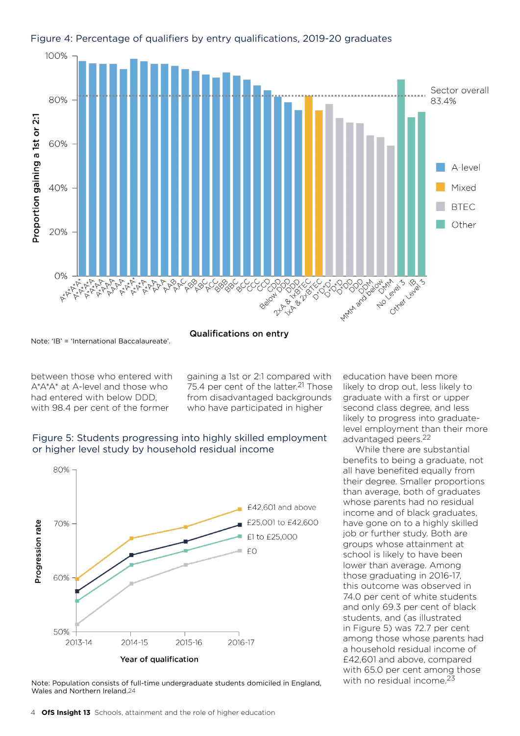Figure 4: Percentage of qualifiers by entry qualifications, 2019-20 graduates

Note: 'IB' = 'International Baccalaureate'.

between those who entered with A*A*A* at A-level and those who had entered with below DDD, with 98.4 per cent of the former gaining a 1st or 2:1 compared with 75.4 per cent of the latter.[21] Those from disadvantaged backgrounds who have participated in higher education have been more likely to drop out, less likely to graduate with a first or upper second class degree, and less likely to progress into graduate-level employment than their more advantaged peers.[22]

While there are substantial benefits to being a graduate, not all have benefited equally from their degree. Smaller proportions than average, both of graduates whose parents had no residual income and of black graduates, have gone on to a highly skilled job or further study. Both are groups whose attainment at school is likely to have been lower than average. Among those graduating in 2016-17, this outcome was observed in 74.0 per cent of white students and only 69.3 per cent of black students, and (as illustrated in Figure 5) was 72.7 per cent among those whose parents had a household residual income of £42,601 and above, compared with 65.0 per cent among those with no residual income.[23]

Figure 5: Students progressing into highly skilled employment or higher level study by household residual income

Note: Population consists of full-time undergraduate students domiciled in England, Wales and Northern Ireland.[24]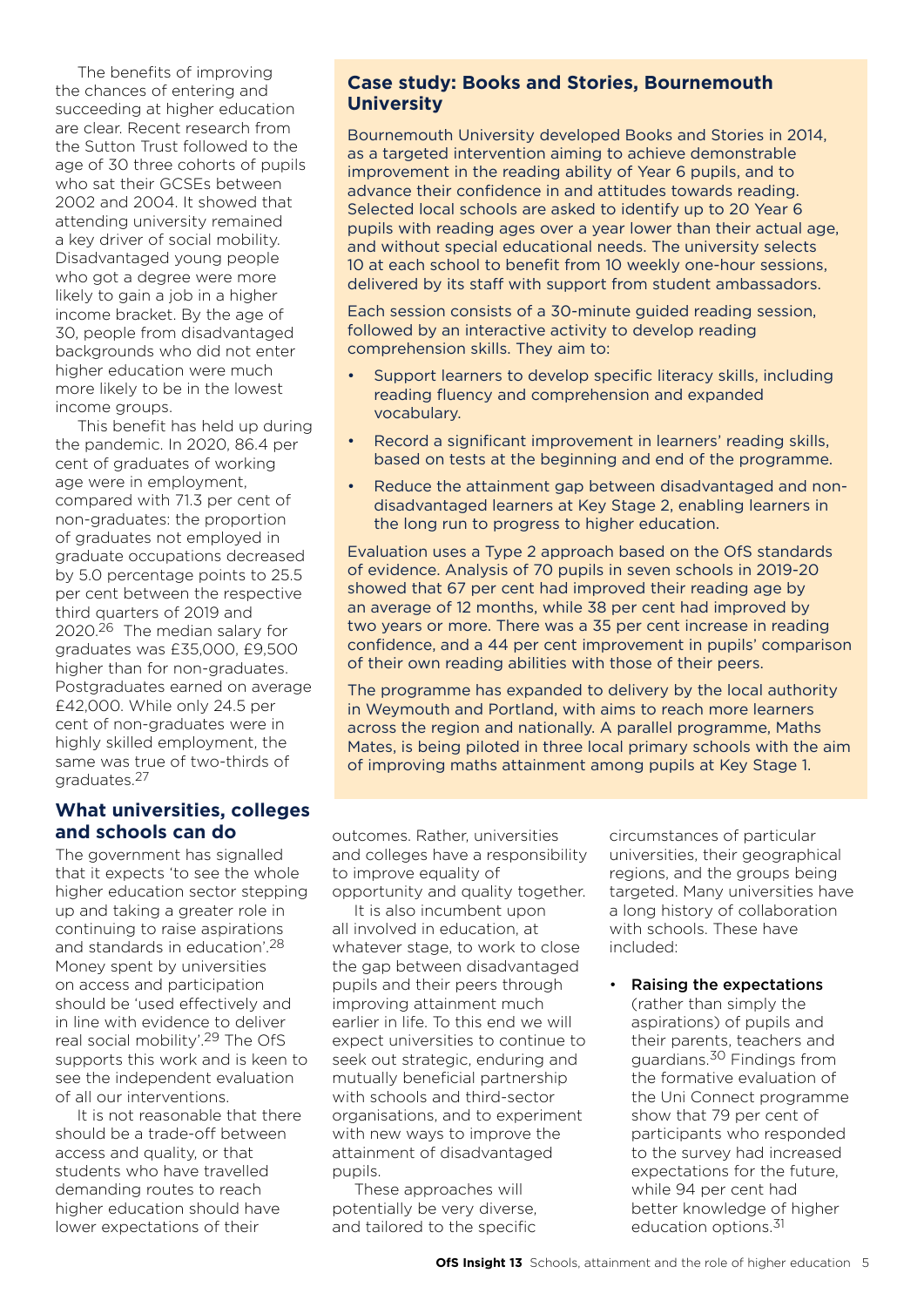The benefits of improving the chances of entering and succeeding at higher education are clear. Recent research from the Sutton Trust followed to the age of 30 three cohorts of pupils who sat their GCSEs between 2002 and 2004. It showed that attending university remained a key driver of social mobility. Disadvantaged young people who got a degree were more likely to gain a job in a higher income bracket. By the age of 30, people from disadvantaged backgrounds who did not enter higher education were much more likely to be in the lowest income groups.

This benefit has held up during the pandemic. In 2020, 86.4 per cent of graduates of working age were in employment, compared with 71.3 per cent of non-graduates: the proportion of graduates not employed in graduate occupations decreased by 5.0 percentage points to 25.5 per cent between the respective third quarters of 2019 and 2020.[26] The median salary for graduates was £35,000, £9,500 higher than for non-graduates. Postgraduates earned on average £42,000. While only 24.5 per cent of non-graduates were in highly skilled employment, the same was true of two-thirds of graduates.[27]

## Case study: Books and Stories, Bournemouth University

Bournemouth University developed Books and Stories in 2014, as a targeted intervention aiming to achieve demonstrable improvement in the reading ability of Year 6 pupils, and to advance their confidence in and attitudes towards reading. Selected local schools are asked to identify up to 20 Year 6 pupils with reading ages over a year lower than their actual age, and without special educational needs. The university selects 10 at each school to benefit from 10 weekly one-hour sessions, delivered by its staff with support from student ambassadors.

Each session consists of a 30-minute guided reading session, followed by an interactive activity to develop reading comprehension skills. They aim to:

- Support learners to develop specific literacy skills, including reading fluency and comprehension and expanded vocabulary.
- Record a significant improvement in learners' reading skills, based on tests at the beginning and end of the programme.
- Reduce the attainment gap between disadvantaged and non-disadvantaged learners at Key Stage 2, enabling learners in the long run to progress to higher education.

Evaluation uses a Type 2 approach based on the OfS standards of evidence. Analysis of 70 pupils in seven schools in 2019-20 showed that 67 per cent had improved their reading age by an average of 12 months, while 38 per cent had improved by two years or more. There was a 35 per cent increase in reading confidence, and a 44 per cent improvement in pupils' comparison of their own reading abilities with those of their peers.

The programme has expanded to delivery by the local authority in Weymouth and Portland, with aims to reach more learners across the region and nationally. A parallel programme, Maths Mates, is being piloted in three local primary schools with the aim of improving maths attainment among pupils at Key Stage 1.

## What universities, colleges and schools can do

The government has signalled that it expects 'to see the whole higher education sector stepping up and taking a greater role in continuing to raise aspirations and standards in education'.[28] Money spent by universities on access and participation should be 'used effectively and in line with evidence to deliver real social mobility'.[29] The OfS supports this work and is keen to see the independent evaluation of all our interventions.

It is not reasonable that there should be a trade-off between access and quality, or that students who have travelled demanding routes to reach higher education should have lower expectations of their outcomes. Rather, universities and colleges have a responsibility to improve equality of opportunity and quality together.

It is also incumbent upon all involved in education, at whatever stage, to work to close the gap between disadvantaged pupils and their peers through improving attainment much earlier in life. To this end we will expect universities to continue to seek out strategic, enduring and mutually beneficial partnership with schools and third-sector organisations, and to experiment with new ways to improve the attainment of disadvantaged pupils.

These approaches will potentially be very diverse, and tailored to the specific circumstances of particular universities, their geographical regions, and the groups being targeted. Many universities have a long history of collaboration with schools. These have included:

- **Raising the expectations** (rather than simply the aspirations) of pupils and their parents, teachers and guardians.[30] Findings from the formative evaluation of the Uni Connect programme show that 79 per cent of participants who responded to the survey had increased expectations for the future, while 94 per cent had better knowledge of higher education options.[31]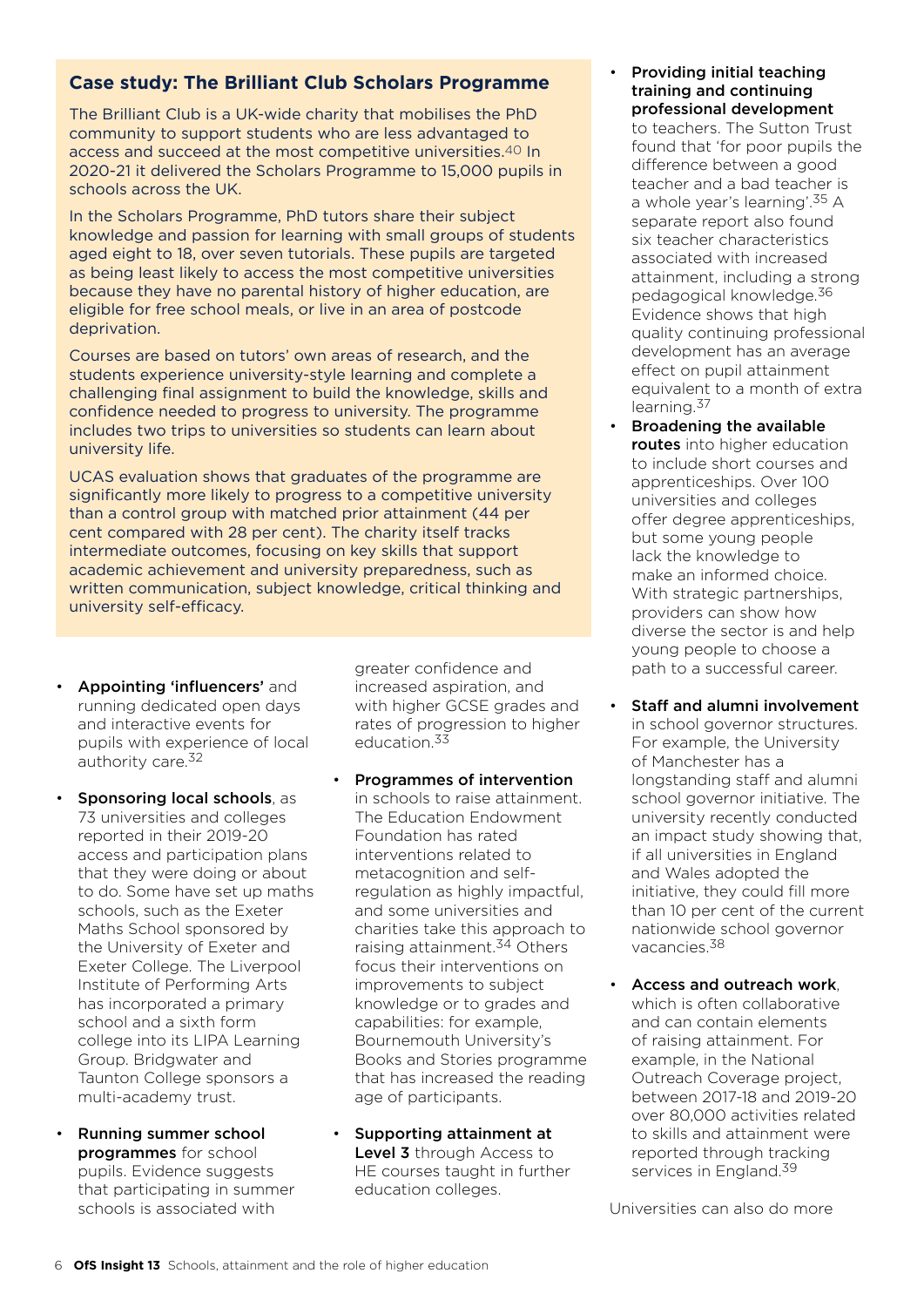### Case study: The Brilliant Club Scholars Programme

The Brilliant Club is a UK-wide charity that mobilises the PhD community to support students who are less advantaged to access and succeed at the most competitive universities.[40] In 2020-21 it delivered the Scholars Programme to 15,000 pupils in schools across the UK.

In the Scholars Programme, PhD tutors share their subject knowledge and passion for learning with small groups of students aged eight to 18, over seven tutorials. These pupils are targeted as being least likely to access the most competitive universities because they have no parental history of higher education, are eligible for free school meals, or live in an area of postcode deprivation.

Courses are based on tutors' own areas of research, and the students experience university-style learning and complete a challenging final assignment to build the knowledge, skills and confidence needed to progress to university. The programme includes two trips to universities so students can learn about university life.

UCAS evaluation shows that graduates of the programme are significantly more likely to progress to a competitive university than a control group with matched prior attainment (44 per cent compared with 28 per cent). The charity itself tracks intermediate outcomes, focusing on key skills that support academic achievement and university preparedness, such as written communication, subject knowledge, critical thinking and university self-efficacy.

- **Appointing 'influencers'** and running dedicated open days and interactive events for pupils with experience of local authority care.[32]
- **Sponsoring local schools**, as 73 universities and colleges reported in their 2019-20 access and participation plans that they were doing or about to do. Some have set up maths schools, such as the Exeter Maths School sponsored by the University of Exeter and Exeter College. The Liverpool Institute of Performing Arts has incorporated a primary school and a sixth form college into its LIPA Learning Group. Bridgwater and Taunton College sponsors a multi-academy trust.
- **Running summer school programmes** for school pupils. Evidence suggests that participating in summer schools is associated with greater confidence and increased aspiration, and with higher GCSE grades and rates of progression to higher education.[33]
- **Programmes of intervention** in schools to raise attainment. The Education Endowment Foundation has rated interventions related to metacognition and self-regulation as highly impactful, and some universities and charities take this approach to raising attainment.[34] Others focus their interventions on improvements to subject knowledge or to grades and capabilities: for example, Bournemouth University's Books and Stories programme that has increased the reading age of participants.
- **Supporting attainment at Level 3** through Access to HE courses taught in further education colleges.
- **Providing initial teaching training and continuing professional development** to teachers. The Sutton Trust found that 'for poor pupils the difference between a good teacher and a bad teacher is a whole year's learning'.[35] A separate report also found six teacher characteristics associated with increased attainment, including a strong pedagogical knowledge.[36] Evidence shows that high quality continuing professional development has an average effect on pupil attainment equivalent to a month of extra learning.[37]
- **Broadening the available routes** into higher education to include short courses and apprenticeships. Over 100 universities and colleges offer degree apprenticeships, but some young people lack the knowledge to make an informed choice. With strategic partnerships, providers can show how diverse the sector is and help young people to choose a path to a successful career.
- **Staff and alumni involvement** in school governor structures. For example, the University of Manchester has a longstanding staff and alumni school governor initiative. The university recently conducted an impact study showing that, if all universities in England and Wales adopted the initiative, they could fill more than 10 per cent of the current nationwide school governor vacancies.[38]
- **Access and outreach work**, which is often collaborative and can contain elements of raising attainment. For example, in the National Outreach Coverage project, between 2017-18 and 2019-20 over 80,000 activities related to skills and attainment were reported through tracking services in England.[39]

Universities can also do more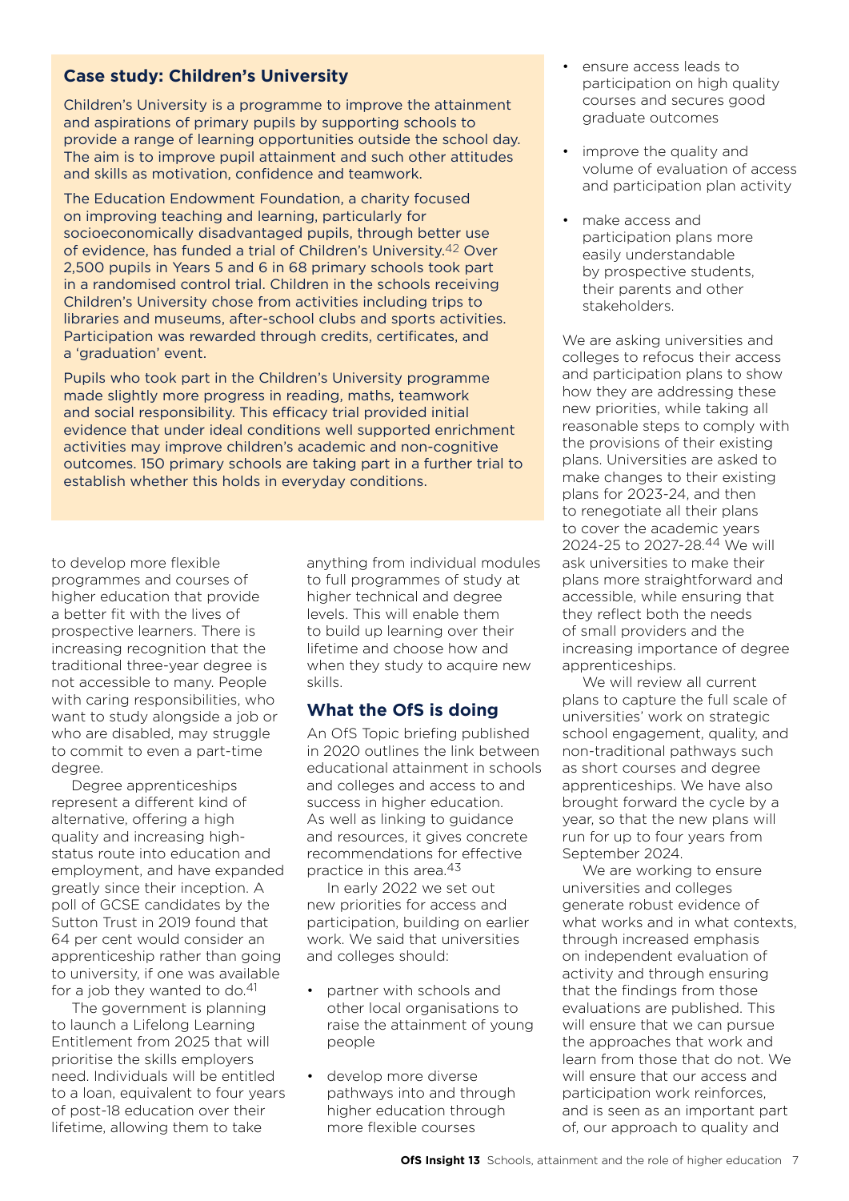### Case study: Children's University

Children's University is a programme to improve the attainment and aspirations of primary pupils by supporting schools to provide a range of learning opportunities outside the school day. The aim is to improve pupil attainment and such other attitudes and skills as motivation, confidence and teamwork.

The Education Endowment Foundation, a charity focused on improving teaching and learning, particularly for socioeconomically disadvantaged pupils, through better use of evidence, has funded a trial of Children's University.[42] Over 2,500 pupils in Years 5 and 6 in 68 primary schools took part in a randomised control trial. Children in the schools receiving Children's University chose from activities including trips to libraries and museums, after-school clubs and sports activities. Participation was rewarded through credits, certificates, and a 'graduation' event.

Pupils who took part in the Children's University programme made slightly more progress in reading, maths, teamwork and social responsibility. This efficacy trial provided initial evidence that under ideal conditions well supported enrichment activities may improve children's academic and non-cognitive outcomes. 150 primary schools are taking part in a further trial to establish whether this holds in everyday conditions.

to develop more flexible programmes and courses of higher education that provide a better fit with the lives of prospective learners. There is increasing recognition that the traditional three-year degree is not accessible to many. People with caring responsibilities, who want to study alongside a job or who are disabled, may struggle to commit to even a part-time degree.

Degree apprenticeships represent a different kind of alternative, offering a high quality and increasing high-status route into education and employment, and have expanded greatly since their inception. A poll of GCSE candidates by the Sutton Trust in 2019 found that 64 per cent would consider an apprenticeship rather than going to university, if one was available for a job they wanted to do.[41]

The government is planning to launch a Lifelong Learning Entitlement from 2025 that will prioritise the skills employers need. Individuals will be entitled to a loan, equivalent to four years of post-18 education over their lifetime, allowing them to take anything from individual modules to full programmes of study at higher technical and degree levels. This will enable them to build up learning over their lifetime and choose how and when they study to acquire new skills.

## What the OfS is doing

An OfS Topic briefing published in 2020 outlines the link between educational attainment in schools and colleges and access to and success in higher education. As well as linking to guidance and resources, it gives concrete recommendations for effective practice in this area.[43]

In early 2022 we set out new priorities for access and participation, building on earlier work. We said that universities and colleges should:

- partner with schools and other local organisations to raise the attainment of young people
- develop more diverse pathways into and through higher education through more flexible courses
- ensure access leads to participation on high quality courses and secures good graduate outcomes
- improve the quality and volume of evaluation of access and participation plan activity
- make access and participation plans more easily understandable by prospective students, their parents and other stakeholders.

We are asking universities and colleges to refocus their access and participation plans to show how they are addressing these new priorities, while taking all reasonable steps to comply with the provisions of their existing plans. Universities are asked to make changes to their existing plans for 2023-24, and then to renegotiate all their plans to cover the academic years 2024-25 to 2027-28.[44] We will ask universities to make their plans more straightforward and accessible, while ensuring that they reflect both the needs of small providers and the increasing importance of degree apprenticeships.

We will review all current plans to capture the full scale of universities' work on strategic school engagement, quality, and non-traditional pathways such as short courses and degree apprenticeships. We have also brought forward the cycle by a year, so that the new plans will run for up to four years from September 2024.

We are working to ensure universities and colleges generate robust evidence of what works and in what contexts, through increased emphasis on independent evaluation of activity and through ensuring that the findings from those evaluations are published. This will ensure that we can pursue the approaches that work and learn from those that do not. We will ensure that our access and participation work reinforces, and is seen as an important part of, our approach to quality and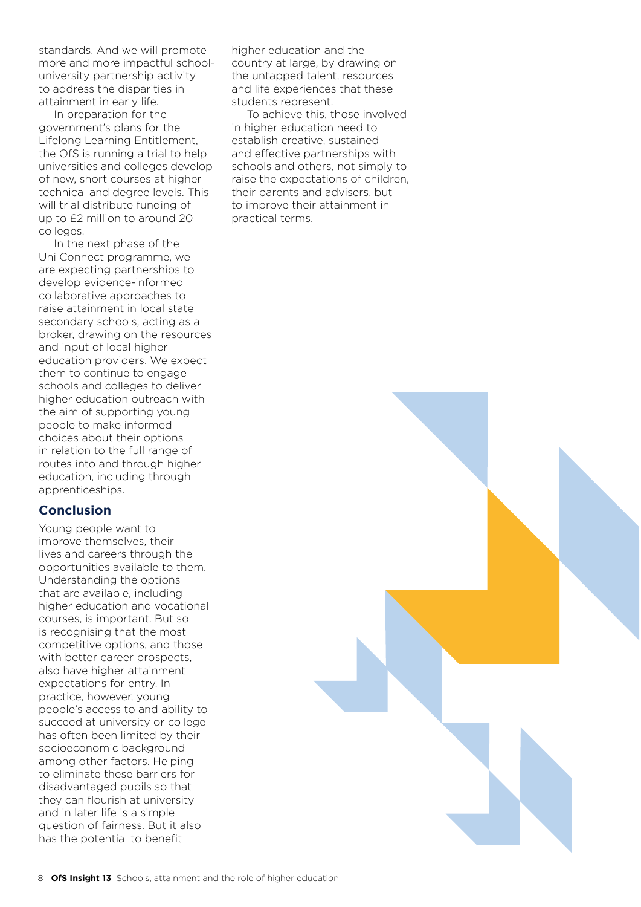standards. And we will promote more and more impactful school-university partnership activity to address the disparities in attainment in early life.

In preparation for the government's plans for the Lifelong Learning Entitlement, the OfS is running a trial to help universities and colleges develop of new, short courses at higher technical and degree levels. This will trial distribute funding of up to £2 million to around 20 colleges.

In the next phase of the Uni Connect programme, we are expecting partnerships to develop evidence-informed collaborative approaches to raise attainment in local state secondary schools, acting as a broker, drawing on the resources and input of local higher education providers. We expect them to continue to engage schools and colleges to deliver higher education outreach with the aim of supporting young people to make informed choices about their options in relation to the full range of routes into and through higher education, including through apprenticeships.

## Conclusion

Young people want to improve themselves, their lives and careers through the opportunities available to them. Understanding the options that are available, including higher education and vocational courses, is important. But so is recognising that the most competitive options, and those with better career prospects, also have higher attainment expectations for entry. In practice, however, young people's access to and ability to succeed at university or college has often been limited by their socioeconomic background among other factors. Helping to eliminate these barriers for disadvantaged pupils so that they can flourish at university and in later life is a simple question of fairness. But it also has the potential to benefit higher education and the country at large, by drawing on the untapped talent, resources and life experiences that these students represent.

To achieve this, those involved in higher education need to establish creative, sustained and effective partnerships with schools and others, not simply to raise the expectations of children, their parents and advisers, but to improve their attainment in practical terms.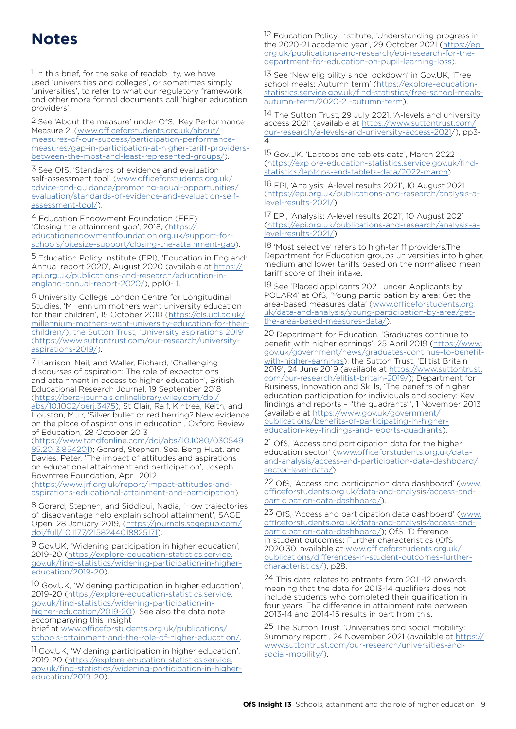# Notes

[1] In this brief, for the sake of readability, we have used 'universities and colleges', or sometimes simply 'universities', to refer to what our regulatory framework and other more formal documents call 'higher education providers'.

[2] See 'About the measure' under OfS, 'Key Performance Measure 2' (www.officeforstudents.org.uk/about/measures-of-our-success/participation-performance-measures/gap-in-participation-at-higher-tariff-providers-between-the-most-and-least-represented-groups/).

[3] See OfS, 'Standards of evidence and evaluation self-assessment tool' (www.officeforstudents.org.uk/advice-and-guidance/promoting-equal-opportunities/evaluation/standards-of-evidence-and-evaluation-self-assessment-tool/).

[4] Education Endowment Foundation (EEF), 'Closing the attainment gap', 2018, (https://educationendowmentfoundation.org.uk/support-for-schools/bitesize-support/closing-the-attainment-gap).

[5] Education Policy Institute (EPI), 'Education in England: Annual report 2020', August 2020 (available at https://epi.org.uk/publications-and-research/education-in-england-annual-report-2020/), pp10-11.

[6] University College London Centre for Longitudinal Studies, 'Millennium mothers want university education for their children', 15 October 2010 (https://cls.ucl.ac.uk/millennium-mothers-want-university-education-for-their-children/); the Sutton Trust, 'University aspirations 2019' (https://www.suttontrust.com/our-research/university-aspirations-2019/).

[7] Harrison, Neil, and Waller, Richard, 'Challenging discourses of aspiration: The role of expectations and attainment in access to higher education', British Educational Research Journal, 19 September 2018 (https://bera-journals.onlinelibrary.wiley.com/doi/abs/10.1002/berj.3475); St Clair, Ralf, Kintrea, Keith, and Houston, Muir, 'Silver bullet or red herring? New evidence on the place of aspirations in education', Oxford Review of Education, 28 October 2013 (https://www.tandfonline.com/doi/abs/10.1080/03054985.2013.854201); Gorard, Stephen, See, Beng Huat, and Davies, Peter, 'The impact of attitudes and aspirations on educational attainment and participation', Joseph Rowntree Foundation, April 2012 (https://www.jrf.org.uk/report/impact-attitudes-and-aspirations-educational-attainment-and-participation).

[8] Gorard, Stephen, and Siddiqui, Nadia, 'How trajectories of disadvantage help explain school attainment', SAGE Open, 28 January 2019, (https://journals.sagepub.com/doi/full/10.1177/2158244018825171).

[9] Gov.UK, 'Widening participation in higher education', 2019-20 (https://explore-education-statistics.service.gov.uk/find-statistics/widening-participation-in-higher-education/2019-20).

[10] Gov.UK, 'Widening participation in higher education', 2019-20 (https://explore-education-statistics.service.gov.uk/find-statistics/widening-participation-in-higher-education/2019-20). See also the data note accompanying this Insight brief at www.officeforstudents.org.uk/publications/schools-attainment-and-the-role-of-higher-education/.

[11] Gov.UK, 'Widening participation in higher education', 2019-20 (https://explore-education-statistics.service.gov.uk/find-statistics/widening-participation-in-higher-education/2019-20).

[12] Education Policy Institute, 'Understanding progress in the 2020-21 academic year', 29 October 2021 (https://epi.org.uk/publications-and-research/epi-research-for-the-department-for-education-on-pupil-learning-loss).

[13] See 'New eligibility since lockdown' in Gov.UK, 'Free school meals: Autumn term' (https://explore-education-statistics.service.gov.uk/find-statistics/free-school-meals-autumn-term/2020-21-autumn-term).

[14] The Sutton Trust, 29 July 2021, 'A-levels and university access 2021' (available at https://www.suttontrust.com/our-research/a-levels-and-university-access-2021/), pp3-4.

[15] Gov.UK, 'Laptops and tablets data', March 2022 (https://explore-education-statistics.service.gov.uk/find-statistics/laptops-and-tablets-data/2022-march).

[16] EPI, 'Analysis: A-level results 2021', 10 August 2021 (https://epi.org.uk/publications-and-research/analysis-a-level-results-2021/).

[17] EPI, 'Analysis: A-level results 2021', 10 August 2021 (https://epi.org.uk/publications-and-research/analysis-a-level-results-2021/).

[18] 'Most selective' refers to high-tariff providers.The Department for Education groups universities into higher, medium and lower tariffs based on the normalised mean tariff score of their intake.

[19] See 'Placed applicants 2021' under 'Applicants by POLAR4' at OfS, 'Young participation by area: Get the area-based measures data' (www.officeforstudents.org.uk/data-and-analysis/young-participation-by-area/get-the-area-based-measures-data/).

[20] Department for Education, 'Graduates continue to benefit with higher earnings', 25 April 2019 (https://www.gov.uk/government/news/graduates-continue-to-benefit-with-higher-earnings); the Sutton Trust, 'Elitist Britain 2019', 24 June 2019 (available at https://www.suttontrust.com/our-research/elitist-britain-2019/); Department for Business, Innovation and Skills, 'The benefits of higher education participation for individuals and society: Key findings and reports – "the quadrants"', 1 November 2013 (available at https://www.gov.uk/government/publications/benefits-of-participating-in-higher-education-key-findings-and-reports-quadrants).

[21] OfS, 'Access and participation data for the higher education sector' (www.officeforstudents.org.uk/data-and-analysis/access-and-participation-data-dashboard/sector-level-data/).

[22] OfS, 'Access and participation data dashboard' (www.officeforstudents.org.uk/data-and-analysis/access-and-participation-data-dashboard/).

[23] OfS, 'Access and participation data dashboard' (www.officeforstudents.org.uk/data-and-analysis/access-and-participation-data-dashboard/); OfS, 'Difference in student outcomes: Further characteristics (OfS 2020.30, available at www.officeforstudents.org.uk/publications/differences-in-student-outcomes-further-characteristics/), p28.

[24] This data relates to entrants from 2011-12 onwards, meaning that the data for 2013-14 qualifiers does not include students who completed their qualification in four years. The difference in attainment rate between 2013-14 and 2014-15 results in part from this.

[25] The Sutton Trust, 'Universities and social mobility: Summary report', 24 November 2021 (available at https://www.suttontrust.com/our-research/universities-and-social-mobility/).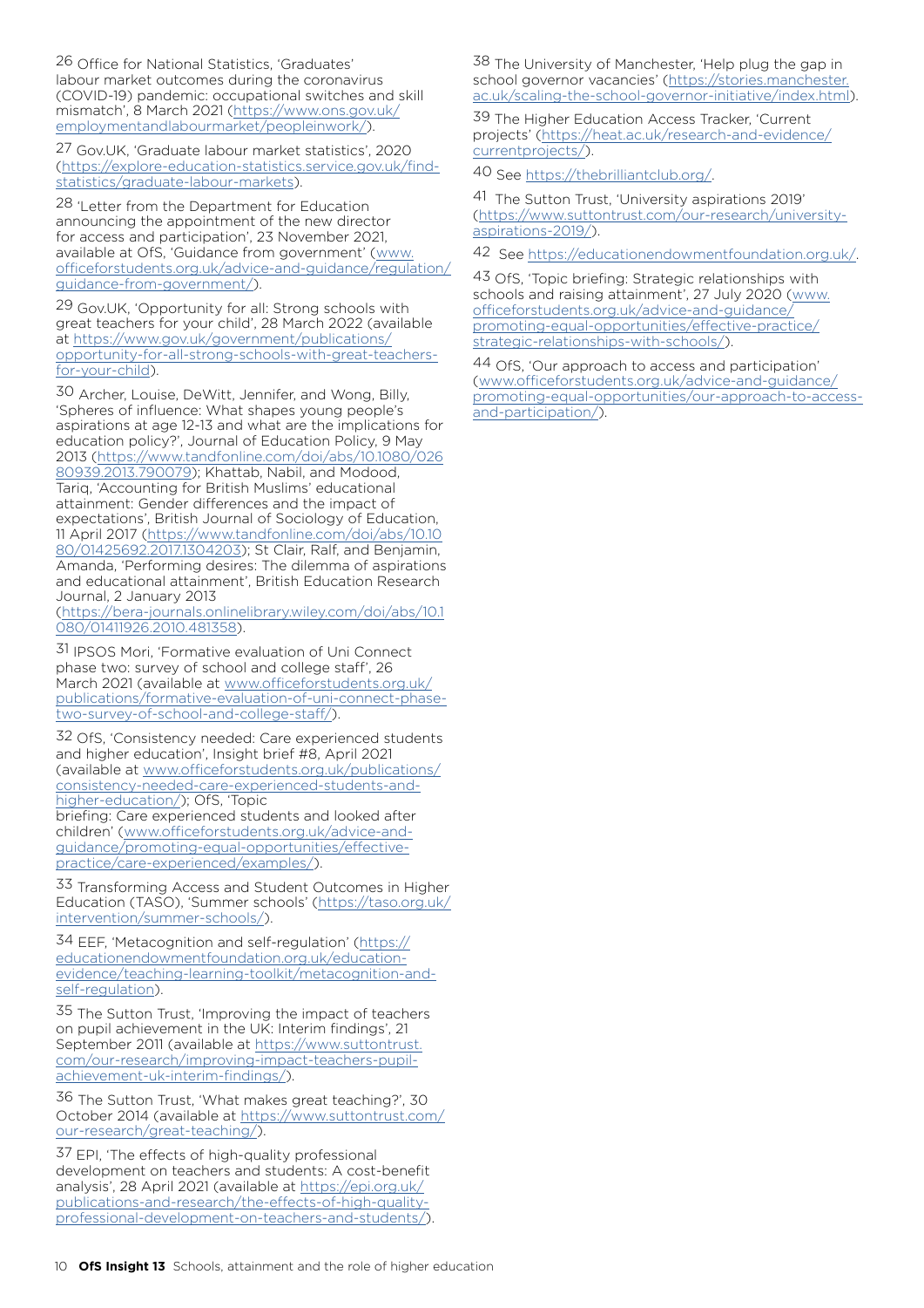26 Office for National Statistics, 'Graduates' labour market outcomes during the coronavirus (COVID-19) pandemic: occupational switches and skill mismatch', 8 March 2021 (https://www.ons.gov.uk/employmentandlabourmarket/peopleinwork/).

27 Gov.UK, 'Graduate labour market statistics', 2020 (https://explore-education-statistics.service.gov.uk/find-statistics/graduate-labour-markets).

28 'Letter from the Department for Education announcing the appointment of the new director for access and participation', 23 November 2021, available at OfS, 'Guidance from government' (www.officeforstudents.org.uk/advice-and-guidance/regulation/guidance-from-government/).

29 Gov.UK, 'Opportunity for all: Strong schools with great teachers for your child', 28 March 2022 (available at https://www.gov.uk/government/publications/opportunity-for-all-strong-schools-with-great-teachers-for-your-child).

30 Archer, Louise, DeWitt, Jennifer, and Wong, Billy, 'Spheres of influence: What shapes young people's aspirations at age 12-13 and what are the implications for education policy?', Journal of Education Policy, 9 May 2013 (https://www.tandfonline.com/doi/abs/10.1080/02680939.2013.790079); Khattab, Nabil, and Modood, Tariq, 'Accounting for British Muslims' educational attainment: Gender differences and the impact of expectations', British Journal of Sociology of Education, 11 April 2017 (https://www.tandfonline.com/doi/abs/10.1080/01425692.2017.1304203); St Clair, Ralf, and Benjamin, Amanda, 'Performing desires: The dilemma of aspirations and educational attainment', British Education Research Journal, 2 January 2013 (https://bera-journals.onlinelibrary.wiley.com/doi/abs/10.1080/01411926.2010.481358).

31 IPSOS Mori, 'Formative evaluation of Uni Connect phase two: survey of school and college staff', 26 March 2021 (available at www.officeforstudents.org.uk/publications/formative-evaluation-of-uni-connect-phase-two-survey-of-school-and-college-staff/).

32 OfS, 'Consistency needed: Care experienced students and higher education', Insight brief #8, April 2021 (available at www.officeforstudents.org.uk/publications/consistency-needed-care-experienced-students-and-higher-education/); OfS, 'Topic briefing: Care experienced students and looked after children' (www.officeforstudents.org.uk/advice-and-guidance/promoting-equal-opportunities/effective-practice/care-experienced/examples/).

33 Transforming Access and Student Outcomes in Higher Education (TASO), 'Summer schools' (https://taso.org.uk/intervention/summer-schools/).

34 EEF, 'Metacognition and self-regulation' (https://educationendowmentfoundation.org.uk/education-evidence/teaching-learning-toolkit/metacognition-and-self-regulation).

35 The Sutton Trust, 'Improving the impact of teachers on pupil achievement in the UK: Interim findings', 21 September 2011 (available at https://www.suttontrust.com/our-research/improving-impact-teachers-pupil-achievement-uk-interim-findings/).

36 The Sutton Trust, 'What makes great teaching?', 30 October 2014 (available at https://www.suttontrust.com/our-research/great-teaching/).

37 EPI, 'The effects of high-quality professional development on teachers and students: A cost-benefit analysis', 28 April 2021 (available at https://epi.org.uk/publications-and-research/the-effects-of-high-quality-professional-development-on-teachers-and-students/).

38 The University of Manchester, 'Help plug the gap in school governor vacancies' (https://stories.manchester.ac.uk/scaling-the-school-governor-initiative/index.html).

39 The Higher Education Access Tracker, 'Current projects' (https://heat.ac.uk/research-and-evidence/currentprojects/).

40 See https://thebrilliantclub.org/.

41 The Sutton Trust, 'University aspirations 2019' (https://www.suttontrust.com/our-research/university-aspirations-2019/).

42 See https://educationendowmentfoundation.org.uk/.

43 OfS, 'Topic briefing: Strategic relationships with schools and raising attainment', 27 July 2020 (www.officeforstudents.org.uk/advice-and-guidance/promoting-equal-opportunities/effective-practice/strategic-relationships-with-schools/).

44 OfS, 'Our approach to access and participation' (www.officeforstudents.org.uk/advice-and-guidance/promoting-equal-opportunities/our-approach-to-access-and-participation/).